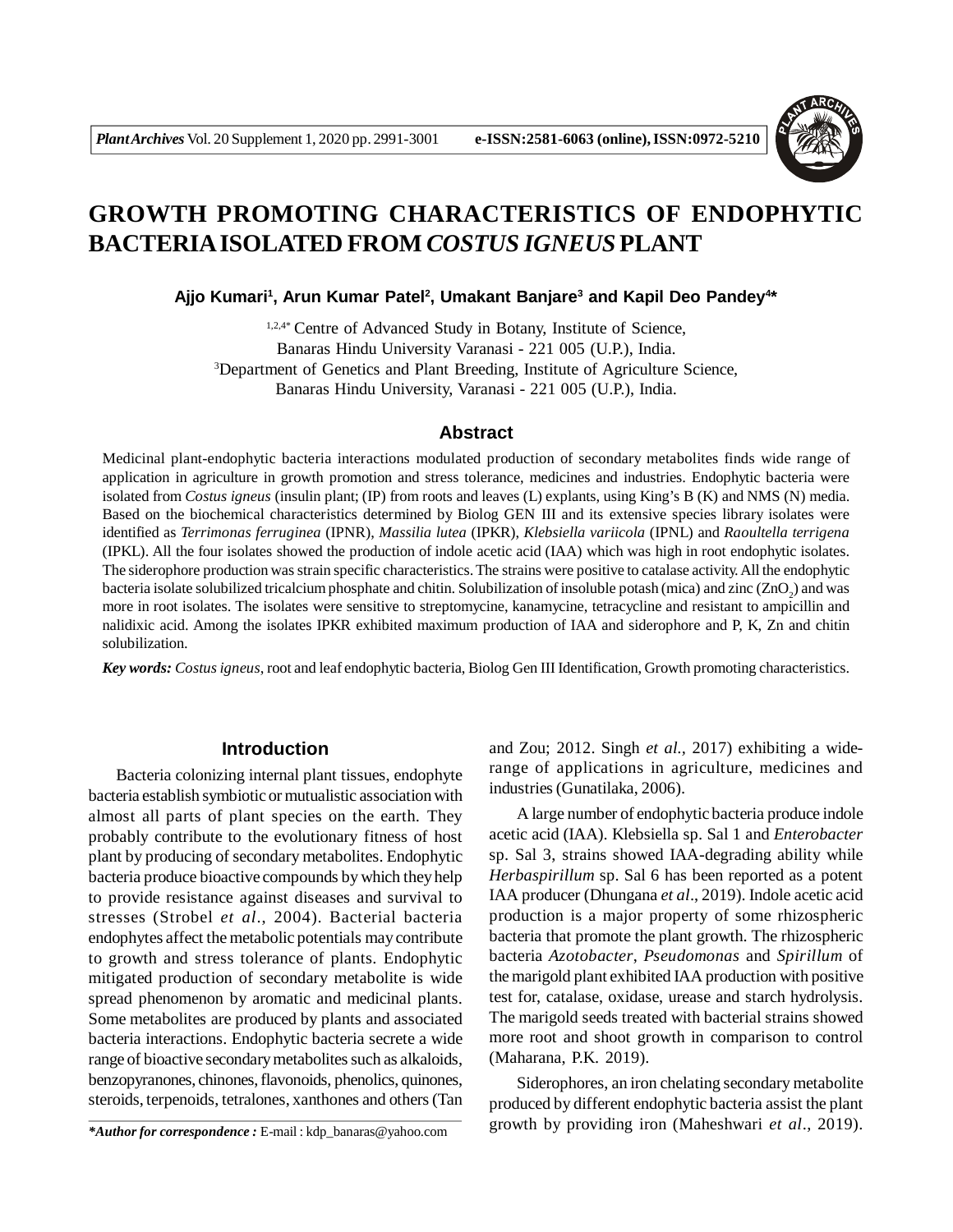# GROWTH PROMOTING CHARACTERISTICS OF ENDOPHYTIC BACTERIA ISOLATED FROM *COSTUS IGNEUS* PLANT

**Ajjo Kumari[1], Arun Kumar Patel[2], Umakant Banjare[3] and Kapil Deo Pandey[4]***

[1,2,4*] Centre of Advanced Study in Botany, Institute of Science,
Banaras Hindu University Varanasi - 221 005 (U.P.), India.
[3]Department of Genetics and Plant Breeding, Institute of Agriculture Science,
Banaras Hindu University, Varanasi - 221 005 (U.P.), India.

## Abstract

Medicinal plant-endophytic bacteria interactions modulated production of secondary metabolites finds wide range of application in agriculture in growth promotion and stress tolerance, medicines and industries. Endophytic bacteria were isolated from *Costus igneus* (insulin plant; (IP) from roots and leaves (L) explants, using King's B (K) and NMS (N) media. Based on the biochemical characteristics determined by Biolog GEN III and its extensive species library isolates were identified as *Terrimonas ferruginea* (IPNR), *Massilia lutea* (IPKR), *Klebsiella variicola* (IPNL) and *Raoultella terrigena* (IPKL). All the four isolates showed the production of indole acetic acid (IAA) which was high in root endophytic isolates. The siderophore production was strain specific characteristics. The strains were positive to catalase activity. All the endophytic bacteria isolate solubilized tricalcium phosphate and chitin. Solubilization of insoluble potash (mica) and zinc ($ZnO_2$) and was more in root isolates. The isolates were sensitive to streptomycine, kanamycine, tetracycline and resistant to ampicillin and nalidixic acid. Among the isolates IPKR exhibited maximum production of IAA and siderophore and P, K, Zn and chitin solubilization.

***Key words:*** *Costus igneus*, root and leaf endophytic bacteria, Biolog Gen III Identification, Growth promoting characteristics.

## Introduction

Bacteria colonizing internal plant tissues, endophyte bacteria establish symbiotic or mutualistic association with almost all parts of plant species on the earth. They probably contribute to the evolutionary fitness of host plant by producing of secondary metabolites. Endophytic bacteria produce bioactive compounds by which they help to provide resistance against diseases and survival to stresses (Strobel *et al.*, 2004). Bacterial bacteria endophytes affect the metabolic potentials may contribute to growth and stress tolerance of plants. Endophytic mitigated production of secondary metabolite is wide spread phenomenon by aromatic and medicinal plants. Some metabolites are produced by plants and associated bacteria interactions. Endophytic bacteria secrete a wide range of bioactive secondary metabolites such as alkaloids, benzopyranones, chinones, flavonoids, phenolics, quinones, steroids, terpenoids, tetralones, xanthones and others (Tan and Zou; 2012. Singh *et al.*, 2017) exhibiting a wide-range of applications in agriculture, medicines and industries (Gunatilaka, 2006).

A large number of endophytic bacteria produce indole acetic acid (IAA). Klebsiella sp. Sal 1 and *Enterobacter* sp. Sal 3, strains showed IAA-degrading ability while *Herbaspirillum* sp. Sal 6 has been reported as a potent IAA producer (Dhungana *et al*., 2019). Indole acetic acid production is a major property of some rhizospheric bacteria that promote the plant growth. The rhizospheric bacteria *Azotobacter*, *Pseudomonas* and *Spirillum* of the marigold plant exhibited IAA production with positive test for, catalase, oxidase, urease and starch hydrolysis. The marigold seeds treated with bacterial strains showed more root and shoot growth in comparison to control (Maharana, P.K. 2019).

Siderophores, an iron chelating secondary metabolite produced by different endophytic bacteria assist the plant growth by providing iron (Maheshwari *et al*., 2019).

****Author for correspondence :*** E-mail : kdp_banaras@yahoo.com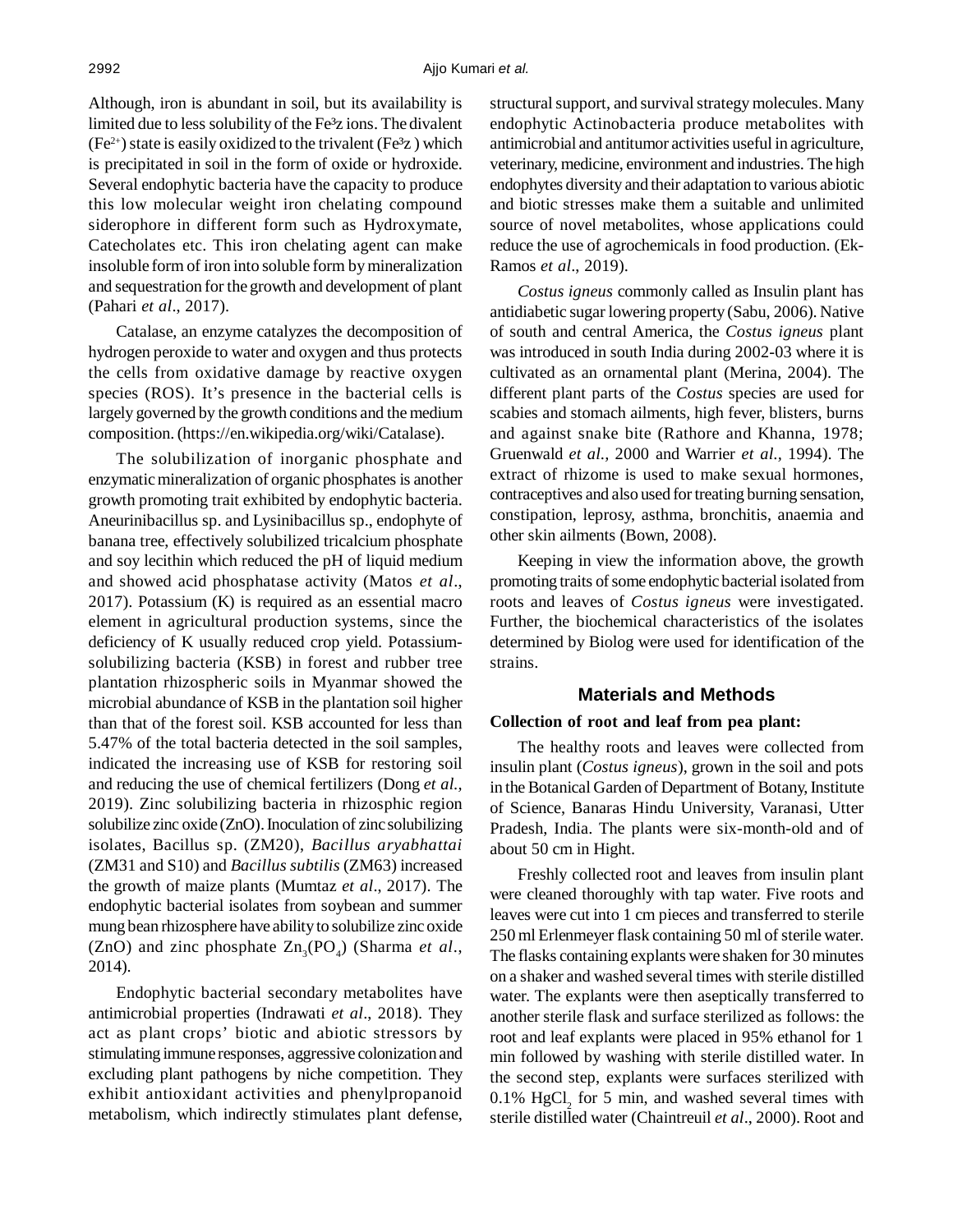Although, iron is abundant in soil, but its availability is limited due to less solubility of the Fe³z ions. The divalent ($Fe^{2+}$) state is easily oxidized to the trivalent (Fe³z ) which is precipitated in soil in the form of oxide or hydroxide. Several endophytic bacteria have the capacity to produce this low molecular weight iron chelating compound siderophore in different form such as Hydroxymate, Catecholates etc. This iron chelating agent can make insoluble form of iron into soluble form by mineralization and sequestration for the growth and development of plant (Pahari *et al*., 2017).

Catalase, an enzyme catalyzes the decomposition of hydrogen peroxide to water and oxygen and thus protects the cells from oxidative damage by reactive oxygen species (ROS). It's presence in the bacterial cells is largely governed by the growth conditions and the medium composition. (https://en.wikipedia.org/wiki/Catalase).

The solubilization of inorganic phosphate and enzymatic mineralization of organic phosphates is another growth promoting trait exhibited by endophytic bacteria. Aneurinibacillus sp. and Lysinibacillus sp., endophyte of banana tree, effectively solubilized tricalcium phosphate and soy lecithin which reduced the pH of liquid medium and showed acid phosphatase activity (Matos *et al*., 2017). Potassium (K) is required as an essential macro element in agricultural production systems, since the deficiency of K usually reduced crop yield. Potassium-solubilizing bacteria (KSB) in forest and rubber tree plantation rhizospheric soils in Myanmar showed the microbial abundance of KSB in the plantation soil higher than that of the forest soil. KSB accounted for less than 5.47% of the total bacteria detected in the soil samples, indicated the increasing use of KSB for restoring soil and reducing the use of chemical fertilizers (Dong *et al.*, 2019). Zinc solubilizing bacteria in rhizosphic region solubilize zinc oxide (ZnO). Inoculation of zinc solubilizing isolates, Bacillus sp. (ZM20), *Bacillus aryabhattai* (ZM31 and S10) and *Bacillus subtilis* (ZM63) increased the growth of maize plants (Mumtaz *et al*., 2017). The endophytic bacterial isolates from soybean and summer mung bean rhizosphere have ability to solubilize zinc oxide (ZnO) and zinc phosphate $Zn_3(PO_4)$ (Sharma *et al*., 2014).

Endophytic bacterial secondary metabolites have antimicrobial properties (Indrawati *et al*., 2018). They act as plant crops' biotic and abiotic stressors by stimulating immune responses, aggressive colonization and excluding plant pathogens by niche competition. They exhibit antioxidant activities and phenylpropanoid metabolism, which indirectly stimulates plant defense, structural support, and survival strategy molecules. Many endophytic Actinobacteria produce metabolites with antimicrobial and antitumor activities useful in agriculture, veterinary, medicine, environment and industries. The high endophytes diversity and their adaptation to various abiotic and biotic stresses make them a suitable and unlimited source of novel metabolites, whose applications could reduce the use of agrochemicals in food production. (Ek-Ramos *et al*., 2019).

*Costus igneus* commonly called as Insulin plant has antidiabetic sugar lowering property (Sabu, 2006). Native of south and central America, the *Costus igneus* plant was introduced in south India during 2002-03 where it is cultivated as an ornamental plant (Merina, 2004). The different plant parts of the *Costus* species are used for scabies and stomach ailments, high fever, blisters, burns and against snake bite (Rathore and Khanna, 1978; Gruenwald *et al.,* 2000 and Warrier *et al.,* 1994). The extract of rhizome is used to make sexual hormones, contraceptives and also used for treating burning sensation, constipation, leprosy, asthma, bronchitis, anaemia and other skin ailments (Bown, 2008).

Keeping in view the information above, the growth promoting traits of some endophytic bacterial isolated from roots and leaves of *Costus igneus* were investigated. Further, the biochemical characteristics of the isolates determined by Biolog were used for identification of the strains.

## Materials and Methods

**Collection of root and leaf from pea plant:**

The healthy roots and leaves were collected from insulin plant (*Costus igneus*), grown in the soil and pots in the Botanical Garden of Department of Botany, Institute of Science, Banaras Hindu University, Varanasi, Utter Pradesh, India. The plants were six-month-old and of about 50 cm in Hight.

Freshly collected root and leaves from insulin plant were cleaned thoroughly with tap water. Five roots and leaves were cut into 1 cm pieces and transferred to sterile 250 ml Erlenmeyer flask containing 50 ml of sterile water. The flasks containing explants were shaken for 30 minutes on a shaker and washed several times with sterile distilled water. The explants were then aseptically transferred to another sterile flask and surface sterilized as follows: the root and leaf explants were placed in 95% ethanol for 1 min followed by washing with sterile distilled water. In the second step, explants were surfaces sterilized with 0.1% $HgCl_2$ for 5 min, and washed several times with sterile distilled water (Chaintreuil *et al*., 2000). Root and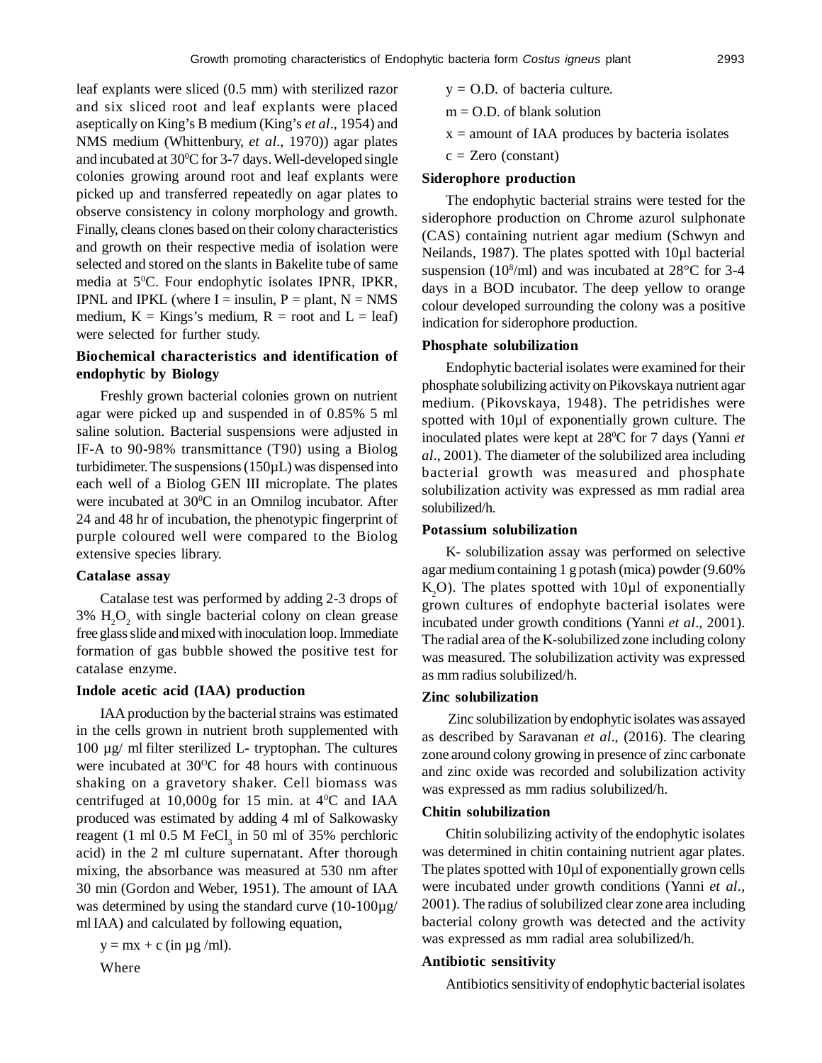leaf explants were sliced (0.5 mm) with sterilized razor and six sliced root and leaf explants were placed aseptically on King's B medium (King's *et al*., 1954) and NMS medium (Whittenbury, *et al*., 1970)) agar plates and incubated at $30^0$C for 3-7 days. Well-developed single colonies growing around root and leaf explants were picked up and transferred repeatedly on agar plates to observe consistency in colony morphology and growth. Finally, cleans clones based on their colony characteristics and growth on their respective media of isolation were selected and stored on the slants in Bakelite tube of same media at $5^0$C. Four endophytic isolates IPNR, IPKR, IPNL and IPKL (where I = insulin, P = plant, N = NMS medium, K = Kings's medium, R = root and L = leaf) were selected for further study.

### Biochemical characteristics and identification of endophytic by Biology

Freshly grown bacterial colonies grown on nutrient agar were picked up and suspended in of 0.85% 5 ml saline solution. Bacterial suspensions were adjusted in IF-A to 90-98% transmittance (T90) using a Biolog turbidimeter. The suspensions (150µL) was dispensed into each well of a Biolog GEN III microplate. The plates were incubated at $30^0$C in an Omnilog incubator. After 24 and 48 hr of incubation, the phenotypic fingerprint of purple coloured well were compared to the Biolog extensive species library.

### Catalase assay

Catalase test was performed by adding 2-3 drops of 3% $H_2O_2$ with single bacterial colony on clean grease free glass slide and mixed with inoculation loop. Immediate formation of gas bubble showed the positive test for catalase enzyme.

### Indole acetic acid (IAA) production

IAA production by the bacterial strains was estimated in the cells grown in nutrient broth supplemented with 100 µg/ ml filter sterilized L- tryptophan. The cultures were incubated at $30^OC$ for 48 hours with continuous shaking on a gravetory shaker. Cell biomass was centrifuged at 10,000g for 15 min. at $4^0$C and IAA produced was estimated by adding 4 ml of Salkowasky reagent (1 ml 0.5 M $FeCl_3$ in 50 ml of 35% perchloric acid) in the 2 ml culture supernatant. After thorough mixing, the absorbance was measured at 530 nm after 30 min (Gordon and Weber, 1951). The amount of IAA was determined by using the standard curve (10-100µg/ ml IAA) and calculated by following equation,

$y = mx + c$ (in µg /ml).

Where

y = O.D. of bacteria culture.

m = O.D. of blank solution

x = amount of IAA produces by bacteria isolates

c = Zero (constant)

### Siderophore production

The endophytic bacterial strains were tested for the siderophore production on Chrome azurol sulphonate (CAS) containing nutrient agar medium (Schwyn and Neilands, 1987). The plates spotted with 10µl bacterial suspension ($10^8$/ml) and was incubated at 28°C for 3-4 days in a BOD incubator. The deep yellow to orange colour developed surrounding the colony was a positive indication for siderophore production.

### Phosphate solubilization

Endophytic bacterial isolates were examined for their phosphate solubilizing activity on Pikovskaya nutrient agar medium. (Pikovskaya, 1948). The petridishes were spotted with 10µl of exponentially grown culture. The inoculated plates were kept at $28^0$C for 7 days (Yanni *et al*., 2001). The diameter of the solubilized area including bacterial growth was measured and phosphate solubilization activity was expressed as mm radial area solubilized/h.

### Potassium solubilization

K- solubilization assay was performed on selective agar medium containing 1 g potash (mica) powder (9.60% $K_2O$). The plates spotted with 10µl of exponentially grown cultures of endophyte bacterial isolates were incubated under growth conditions (Yanni *et al*., 2001). The radial area of the K-solubilized zone including colony was measured. The solubilization activity was expressed as mm radius solubilized/h.

### Zinc solubilization

Zinc solubilization by endophytic isolates was assayed as described by Saravanan *et al*., (2016). The clearing zone around colony growing in presence of zinc carbonate and zinc oxide was recorded and solubilization activity was expressed as mm radius solubilized/h.

### Chitin solubilization

Chitin solubilizing activity of the endophytic isolates was determined in chitin containing nutrient agar plates. The plates spotted with 10µl of exponentially grown cells were incubated under growth conditions (Yanni *et al*., 2001). The radius of solubilized clear zone area including bacterial colony growth was detected and the activity was expressed as mm radial area solubilized/h.

### Antibiotic sensitivity

Antibiotics sensitivity of endophytic bacterial isolates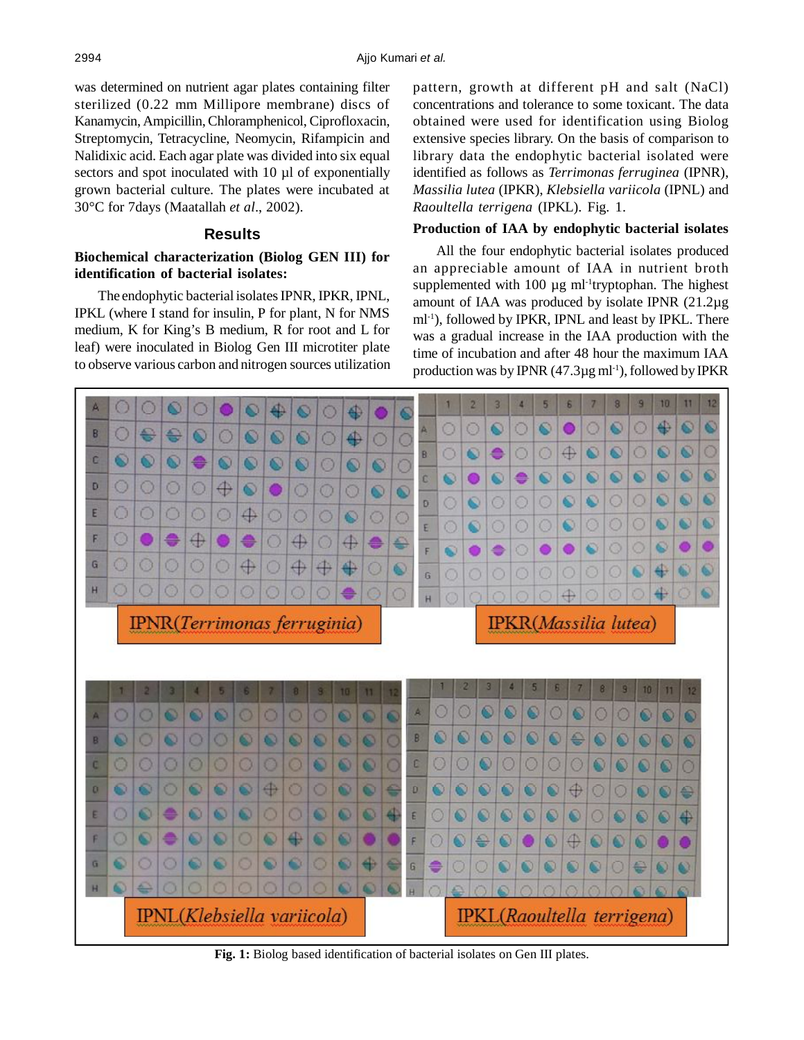was determined on nutrient agar plates containing filter sterilized (0.22 mm Millipore membrane) discs of Kanamycin, Ampicillin, Chloramphenicol, Ciprofloxacin, Streptomycin, Tetracycline, Neomycin, Rifampicin and Nalidixic acid. Each agar plate was divided into six equal sectors and spot inoculated with 10 µl of exponentially grown bacterial culture. The plates were incubated at 30°C for 7days (Maatallah *et al*., 2002).

## Results

### Biochemical characterization (Biolog GEN III) for identification of bacterial isolates:

The endophytic bacterial isolates IPNR, IPKR, IPNL, IPKL (where I stand for insulin, P for plant, N for NMS medium, K for King's B medium, R for root and L for leaf) were inoculated in Biolog Gen III microtiter plate to observe various carbon and nitrogen sources utilization pattern, growth at different pH and salt (NaCl) concentrations and tolerance to some toxicant. The data obtained were used for identification using Biolog extensive species library. On the basis of comparison to library data the endophytic bacterial isolated were identified as follows as *Terrimonas ferruginea* (IPNR), *Massilia lutea* (IPKR), *Klebsiella variicola* (IPNL) and *Raoultella terrigena* (IPKL). Fig. 1.

### Production of IAA by endophytic bacterial isolates

All the four endophytic bacterial isolates produced an appreciable amount of IAA in nutrient broth supplemented with 100 µg ml$^{-1}$tryptophan. The highest amount of IAA was produced by isolate IPNR (21.2µg ml$^{-1}$), followed by IPKR, IPNL and least by IPKL. There was a gradual increase in the IAA production with the time of incubation and after 48 hour the maximum IAA production was by IPNR (47.3µg ml$^{-1}$), followed by IPKR

**Fig. 1:** Biolog based identification of bacterial isolates on Gen III plates.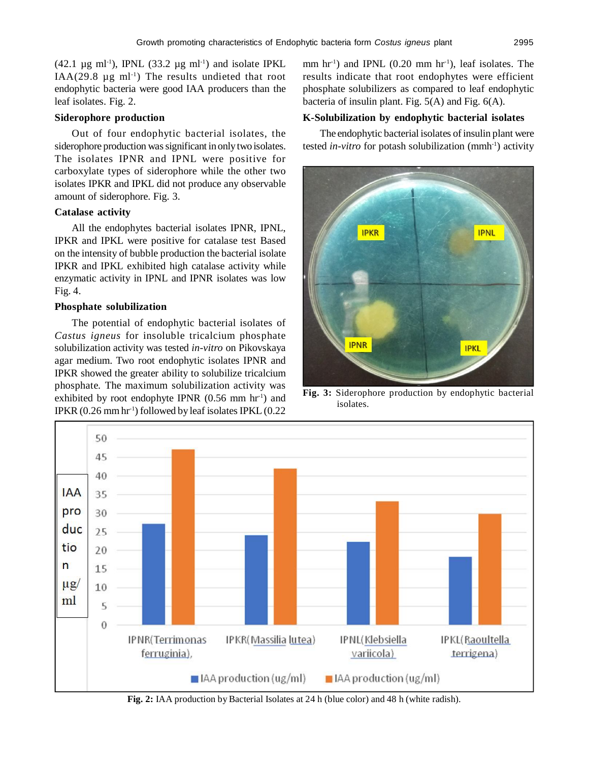(42.1 μg ml-1), IPNL (33.2 μg ml-1) and isolate IPKL IAA(29.8 μg ml-1) The results undieted that root endophytic bacteria were good IAA producers than the leaf isolates. Fig. 2.

**Siderophore production**

Out of four endophytic bacterial isolates, the siderophore production was significant in only two isolates. The isolates IPNR and IPNL were positive for carboxylate types of siderophore while the other two isolates IPKR and IPKL did not produce any observable amount of siderophore. Fig. 3.

**Catalase activity**

All the endophytes bacterial isolates IPNR, IPNL, IPKR and IPKL were positive for catalase test Based on the intensity of bubble production the bacterial isolate IPKR and IPKL exhibited high catalase activity while enzymatic activity in IPNL and IPNR isolates was low Fig. 4.

**Phosphate solubilization**

The potential of endophytic bacterial isolates of *Castus igneus* for insoluble tricalcium phosphate solubilization activity was tested *in-vitro* on Pikovskaya agar medium. Two root endophytic isolates IPNR and IPKR showed the greater ability to solubilize tricalcium phosphate. The maximum solubilization activity was exhibited by root endophyte IPNR (0.56 mm hr-1) and IPKR (0.26 mm hr-1) followed by leaf isolates IPKL (0.22 mm hr-1) and IPNL (0.20 mm hr-1), leaf isolates. The results indicate that root endophytes were efficient phosphate solubilizers as compared to leaf endophytic bacteria of insulin plant. Fig. 5(A) and Fig. 6(A).

**K-Solubilization by endophytic bacterial isolates**

The endophytic bacterial isolates of insulin plant were tested *in-vitro* for potash solubilization (mmh-1) activity

**Fig. 3:** Siderophore production by endophytic bacterial isolates.

**Fig. 2:** IAA production by Bacterial Isolates at 24 h (blue color) and 48 h (white radish).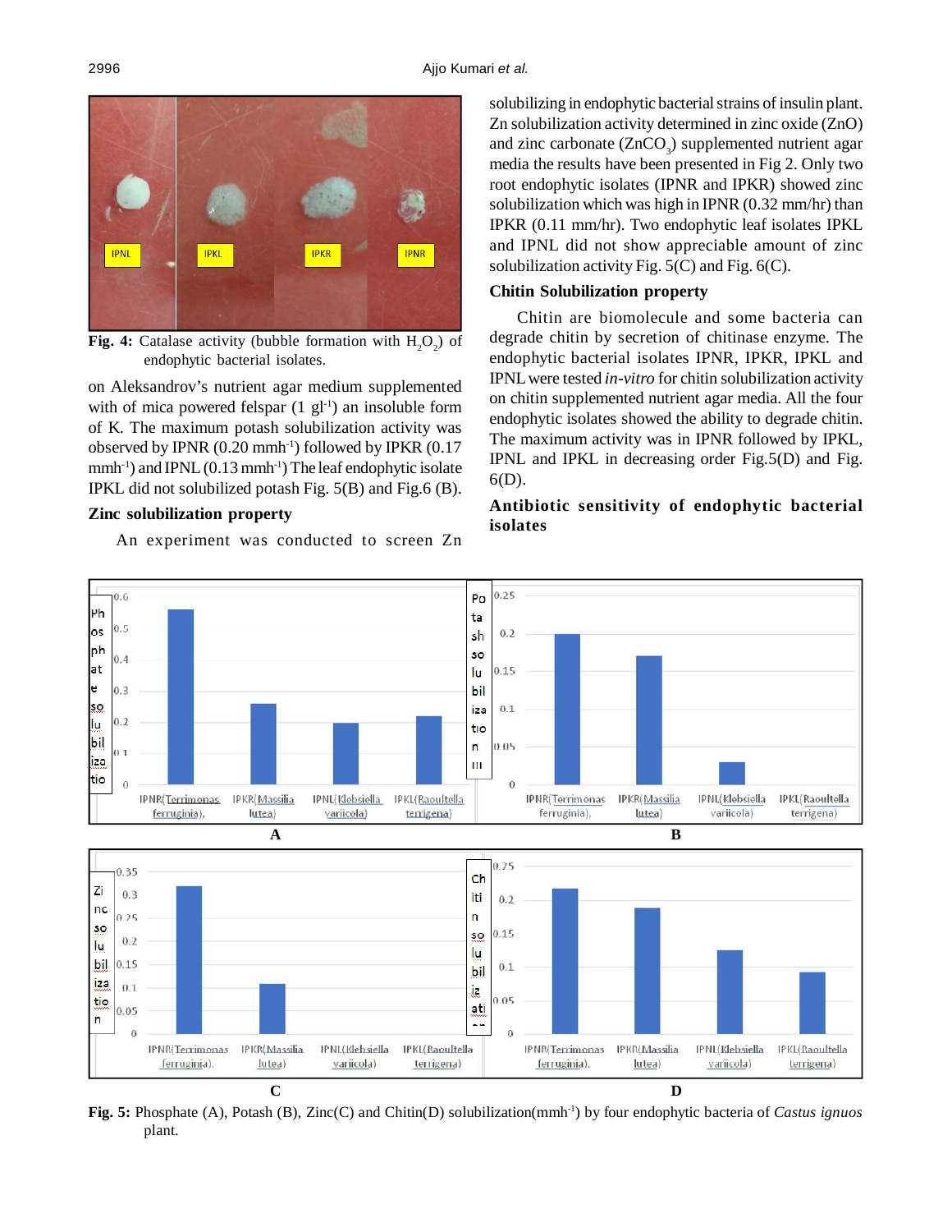**Fig. 4:** Catalase activity (bubble formation with $H_2O_2$) of endophytic bacterial isolates.

on Aleksandrov's nutrient agar medium supplemented with of mica powered felspar (1 $gl^{-1}$) an insoluble form of K. The maximum potash solubilization activity was observed by IPNR (0.20 $mmh^{-1}$) followed by IPKR (0.17 $mmh^{-1}$) and IPNL (0.13 $mmh^{-1}$) The leaf endophytic isolate IPKL did not solubilized potash Fig. 5(B) and Fig.6 (B).

## Zinc solubilization property

An experiment was conducted to screen Zn solubilizing in endophytic bacterial strains of insulin plant. Zn solubilization activity determined in zinc oxide (ZnO) and zinc carbonate ($ZnCO_3$) supplemented nutrient agar media the results have been presented in Fig 2. Only two root endophytic isolates (IPNR and IPKR) showed zinc solubilization which was high in IPNR (0.32 mm/hr) than IPKR (0.11 mm/hr). Two endophytic leaf isolates IPKL and IPNL did not show appreciable amount of zinc solubilization activity Fig. 5(C) and Fig. 6(C).

## Chitin Solubilization property

Chitin are biomolecule and some bacteria can degrade chitin by secretion of chitinase enzyme. The endophytic bacterial isolates IPNR, IPKR, IPKL and IPNL were tested *in-vitro* for chitin solubilization activity on chitin supplemented nutrient agar media. All the four endophytic isolates showed the ability to degrade chitin. The maximum activity was in IPNR followed by IPKL, IPNL and IPKL in decreasing order Fig.5(D) and Fig. 6(D).

## Antibiotic sensitivity of endophytic bacterial isolates

**Fig. 5:** Phosphate (A), Potash (B), Zinc(C) and Chitin(D) solubilization($mmh^{-1}$) by four endophytic bacteria of *Castus ignuos* plant.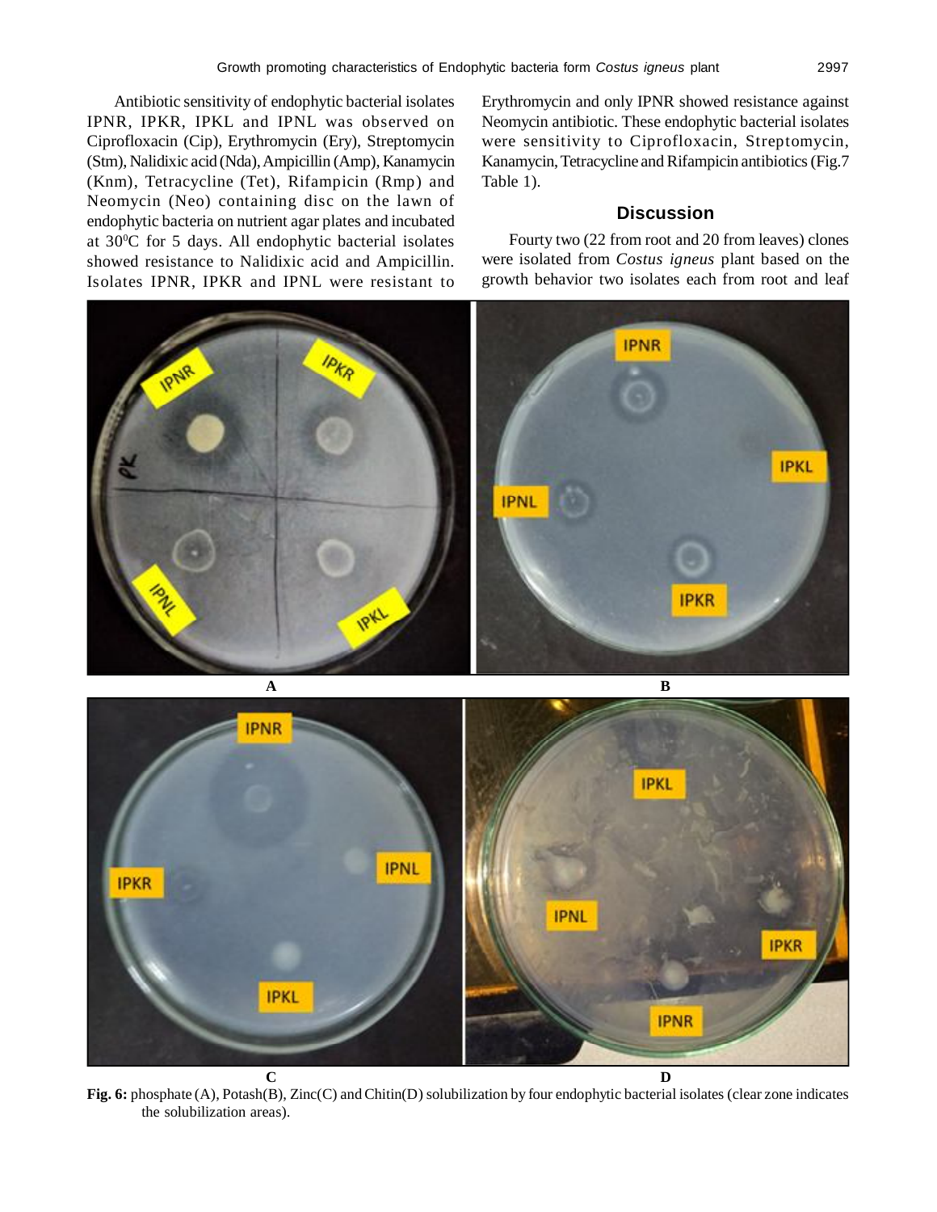Antibiotic sensitivity of endophytic bacterial isolates IPNR, IPKR, IPKL and IPNL was observed on Ciprofloxacin (Cip), Erythromycin (Ery), Streptomycin (Stm), Nalidixic acid (Nda), Ampicillin (Amp), Kanamycin (Knm), Tetracycline (Tet), Rifampicin (Rmp) and Neomycin (Neo) containing disc on the lawn of endophytic bacteria on nutrient agar plates and incubated at 30$^0$C for 5 days. All endophytic bacterial isolates showed resistance to Nalidixic acid and Ampicillin. Isolates IPNR, IPKR and IPNL were resistant to Erythromycin and only IPNR showed resistance against Neomycin antibiotic. These endophytic bacterial isolates were sensitivity to Ciprofloxacin, Streptomycin, Kanamycin, Tetracycline and Rifampicin antibiotics (Fig.7 Table 1).

## Discussion

Fourty two (22 from root and 20 from leaves) clones were isolated from *Costus igneus* plant based on the growth behavior two isolates each from root and leaf

**Fig. 6:** phosphate (A), Potash(B), Zinc(C) and Chitin(D) solubilization by four endophytic bacterial isolates (clear zone indicates the solubilization areas).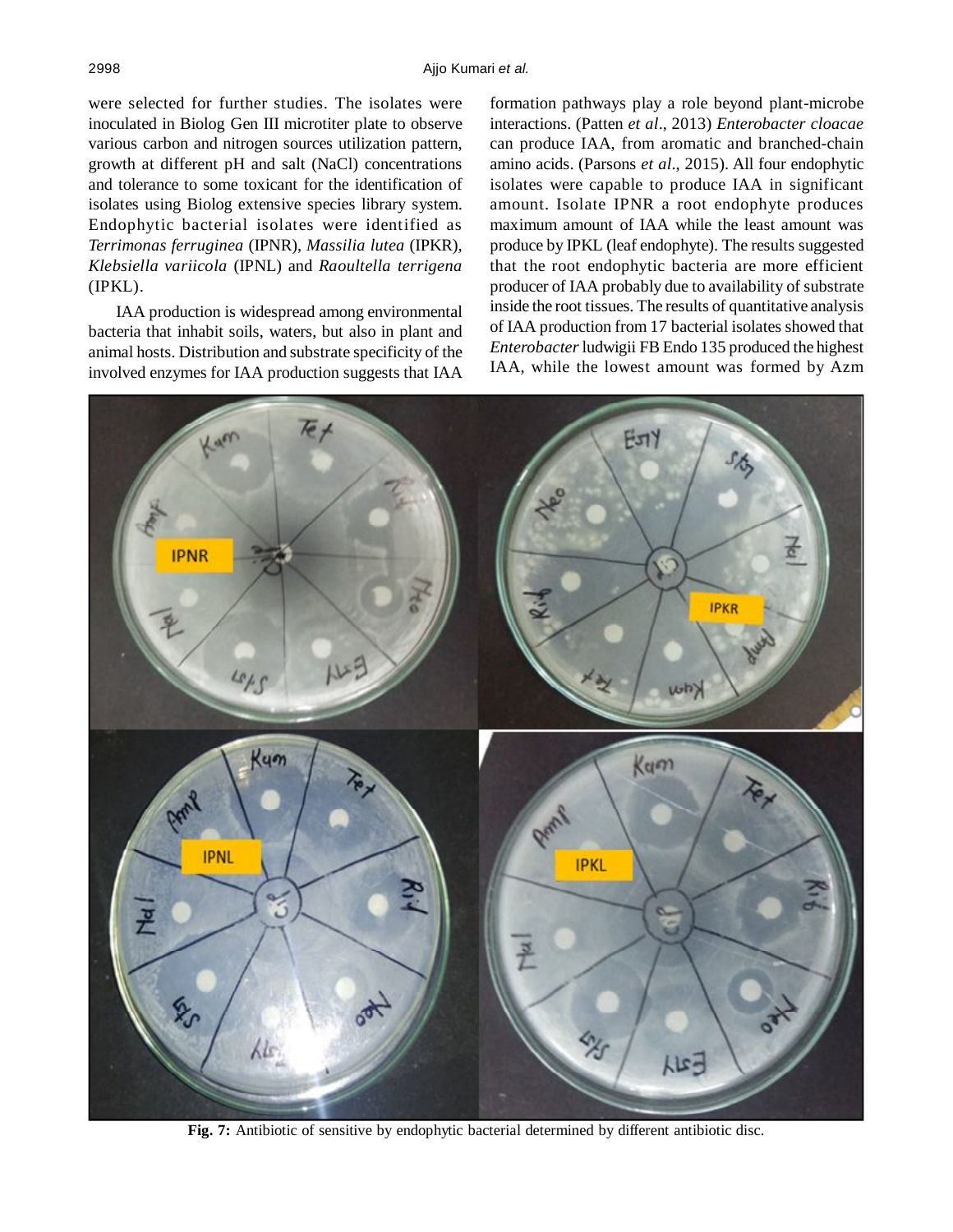were selected for further studies. The isolates were inoculated in Biolog Gen III microtiter plate to observe various carbon and nitrogen sources utilization pattern, growth at different pH and salt (NaCl) concentrations and tolerance to some toxicant for the identification of isolates using Biolog extensive species library system. Endophytic bacterial isolates were identified as *Terrimonas ferruginea* (IPNR), *Massilia lutea* (IPKR), *Klebsiella variicola* (IPNL) and *Raoultella terrigena* (IPKL).

IAA production is widespread among environmental bacteria that inhabit soils, waters, but also in plant and animal hosts. Distribution and substrate specificity of the involved enzymes for IAA production suggests that IAA formation pathways play a role beyond plant-microbe interactions. (Patten *et al*., 2013) *Enterobacter cloacae* can produce IAA, from aromatic and branched-chain amino acids. (Parsons *et al*., 2015). All four endophytic isolates were capable to produce IAA in significant amount. Isolate IPNR a root endophyte produces maximum amount of IAA while the least amount was produce by IPKL (leaf endophyte). The results suggested that the root endophytic bacteria are more efficient producer of IAA probably due to availability of substrate inside the root tissues. The results of quantitative analysis of IAA production from 17 bacterial isolates showed that *Enterobacter* ludwigii FB Endo 135 produced the highest IAA, while the lowest amount was formed by Azm

**Fig. 7:** Antibiotic of sensitive by endophytic bacterial determined by different antibiotic disc.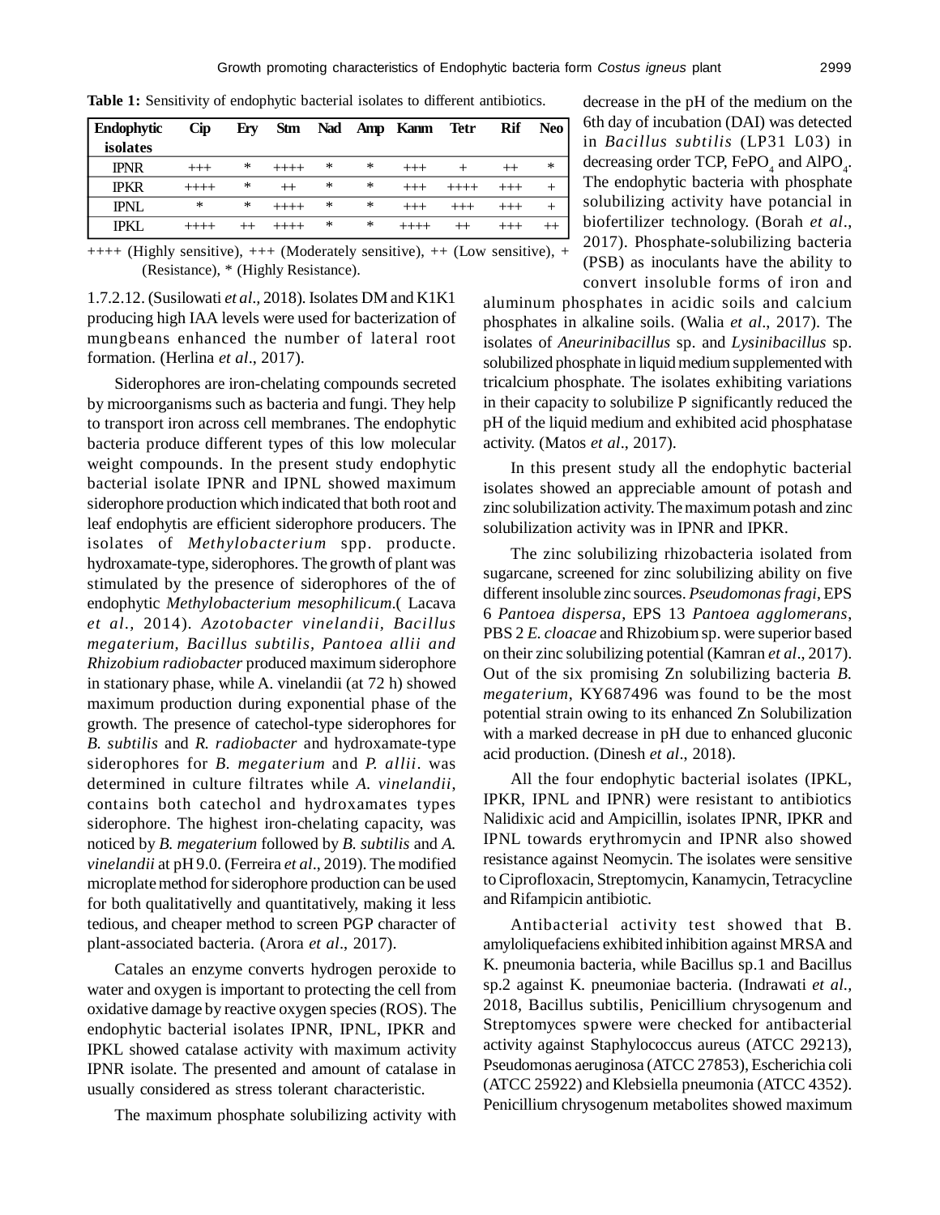**Table 1:** Sensitivity of endophytic bacterial isolates to different antibiotics.

| Endophytic isolates | Cip | Ery | Stm | Nad | Amp | Kanm | Tetr | Rif | Neo |
|---|---|---|---|---|---|---|---|---|---|
| IPNR | +++ | * | ++++ | * | * | +++ | + | ++ | * |
| IPKR | ++++ | * | ++ | * | * | +++ | ++++ | +++ | + |
| IPNL | * | * | ++++ | * | * | +++ | +++ | +++ | + |
| IPKL | ++++ | ++ | ++++ | * | * | ++++ | ++ | +++ | ++ |

++++ (Highly sensitive), +++ (Moderately sensitive), ++ (Low sensitive), + (Resistance), * (Highly Resistance).

1.7.2.12. (Susilowati *et al*., 2018). Isolates DM and K1K1 producing high IAA levels were used for bacterization of mungbeans enhanced the number of lateral root formation. (Herlina *et al*., 2017).

Siderophores are iron-chelating compounds secreted by microorganisms such as bacteria and fungi. They help to transport iron across cell membranes. The endophytic bacteria produce different types of this low molecular weight compounds. In the present study endophytic bacterial isolate IPNR and IPNL showed maximum siderophore production which indicated that both root and leaf endophytis are efficient siderophore producers. The isolates of *Methylobacterium* spp. producte. hydroxamate-type, siderophores. The growth of plant was stimulated by the presence of siderophores of the of endophytic *Methylobacterium mesophilicum*.( Lacava *et al.,* 2014). *Azotobacter vinelandii, Bacillus megaterium, Bacillus subtilis, Pantoea allii and Rhizobium radiobacter* produced maximum siderophore in stationary phase, while A. vinelandii (at 72 h) showed maximum production during exponential phase of the growth. The presence of catechol-type siderophores for *B. subtilis* and *R. radiobacter* and hydroxamate-type siderophores for *B. megaterium* and *P. allii*. was determined in culture filtrates while *A. vinelandii*, contains both catechol and hydroxamates types siderophore. The highest iron-chelating capacity, was noticed by *B. megaterium* followed by *B. subtilis* and *A. vinelandii* at pH 9.0. (Ferreira *et al*., 2019). The modified microplate method for siderophore production can be used for both qualitativelly and quantitatively, making it less tedious, and cheaper method to screen PGP character of plant-associated bacteria. (Arora *et al*., 2017).

Catales an enzyme converts hydrogen peroxide to water and oxygen is important to protecting the cell from oxidative damage by reactive oxygen species (ROS). The endophytic bacterial isolates IPNR, IPNL, IPKR and IPKL showed catalase activity with maximum activity IPNR isolate. The presented and amount of catalase in usually considered as stress tolerant characteristic.

The maximum phosphate solubilizing activity with decrease in the pH of the medium on the 6th day of incubation (DAI) was detected in *Bacillus subtilis* (LP31 L03) in decreasing order TCP, $FePO_4$ and $AlPO_4$. The endophytic bacteria with phosphate solubilizing activity have potancial in biofertilizer technology. (Borah *et al*., 2017). Phosphate-solubilizing bacteria (PSB) as inoculants have the ability to convert insoluble forms of iron and aluminum phosphates in acidic soils and calcium phosphates in alkaline soils. (Walia *et al*., 2017). The isolates of *Aneurinibacillus* sp. and *Lysinibacillus* sp. solubilized phosphate in liquid medium supplemented with tricalcium phosphate. The isolates exhibiting variations in their capacity to solubilize P significantly reduced the pH of the liquid medium and exhibited acid phosphatase activity. (Matos *et al*., 2017).

In this present study all the endophytic bacterial isolates showed an appreciable amount of potash and zinc solubilization activity. The maximum potash and zinc solubilization activity was in IPNR and IPKR.

The zinc solubilizing rhizobacteria isolated from sugarcane, screened for zinc solubilizing ability on five different insoluble zinc sources. *Pseudomonas fragi*, EPS 6 *Pantoea dispersa*, EPS 13 *Pantoea agglomerans*, PBS 2 *E. cloacae* and Rhizobium sp. were superior based on their zinc solubilizing potential (Kamran *et al*., 2017). Out of the six promising Zn solubilizing bacteria *B. megaterium*, KY687496 was found to be the most potential strain owing to its enhanced Zn Solubilization with a marked decrease in pH due to enhanced gluconic acid production. (Dinesh *et al*., 2018).

All the four endophytic bacterial isolates (IPKL, IPKR, IPNL and IPNR) were resistant to antibiotics Nalidixic acid and Ampicillin, isolates IPNR, IPKR and IPNL towards erythromycin and IPNR also showed resistance against Neomycin. The isolates were sensitive to Ciprofloxacin, Streptomycin, Kanamycin, Tetracycline and Rifampicin antibiotic.

Antibacterial activity test showed that B. amyloliquefaciens exhibited inhibition against MRSA and K. pneumonia bacteria, while Bacillus sp.1 and Bacillus sp.2 against K. pneumoniae bacteria. (Indrawati *et al.,* 2018, Bacillus subtilis, Penicillium chrysogenum and Streptomyces spwere were checked for antibacterial activity against Staphylococcus aureus (ATCC 29213), Pseudomonas aeruginosa (ATCC 27853), Escherichia coli (ATCC 25922) and Klebsiella pneumonia (ATCC 4352). Penicillium chrysogenum metabolites showed maximum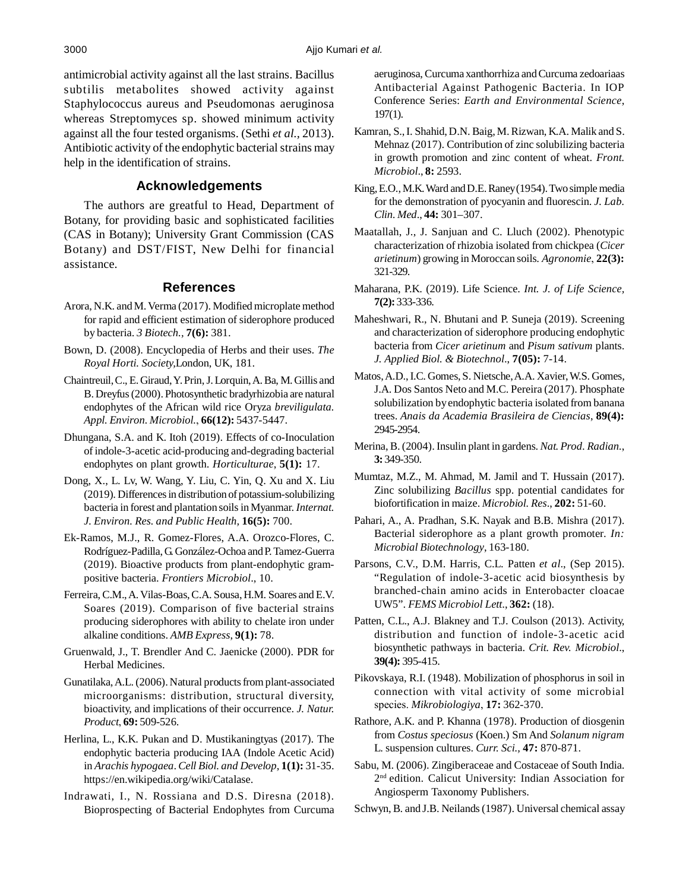antimicrobial activity against all the last strains. Bacillus subtilis metabolites showed activity against Staphylococcus aureus and Pseudomonas aeruginosa whereas Streptomyces sp. showed minimum activity against all the four tested organisms. (Sethi *et al.,* 2013). Antibiotic activity of the endophytic bacterial strains may help in the identification of strains.

## Acknowledgements

The authors are greatful to Head, Department of Botany, for providing basic and sophisticated facilities (CAS in Botany); University Grant Commission (CAS Botany) and DST/FIST, New Delhi for financial assistance.

## References

Arora, N.K. and M. Verma (2017). Modified microplate method for rapid and efficient estimation of siderophore produced by bacteria. *3 Biotech.,* **7(6):** 381.

Bown, D. (2008). Encyclopedia of Herbs and their uses. *The Royal Horti. Society,*London, UK, 181.

Chaintreuil, C., E. Giraud, Y. Prin, J. Lorquin, A. Ba, M. Gillis and B. Dreyfus (2000). Photosynthetic bradyrhizobia are natural endophytes of the African wild rice Oryza *breviligulata. Appl. Environ. Microbiol.*, **66(12):** 5437-5447.

Dhungana, S.A. and K. Itoh (2019). Effects of co-Inoculation of indole-3-acetic acid-producing and-degrading bacterial endophytes on plant growth. *Horticulturae*, **5(1):** 17.

Dong, X., L. Lv, W. Wang, Y. Liu, C. Yin, Q. Xu and X. Liu (2019). Differences in distribution of potassium-solubilizing bacteria in forest and plantation soils in Myanmar. *Internat. J. Environ. Res. and Public Health,* **16(5):** 700.

Ek-Ramos, M.J., R. Gomez-Flores, A.A. Orozco-Flores, C. Rodríguez-Padilla, G. González-Ochoa and P. Tamez-Guerra (2019). Bioactive products from plant-endophytic gram-positive bacteria. *Frontiers Microbiol*., 10.

Ferreira, C.M., A. Vilas-Boas, C.A. Sousa, H.M. Soares and E.V. Soares (2019). Comparison of five bacterial strains producing siderophores with ability to chelate iron under alkaline conditions. *AMB Express,* **9(1):** 78.

Gruenwald, J., T. Brendler And C. Jaenicke (2000). PDR for Herbal Medicines.

Gunatilaka, A.L. (2006). Natural products from plant-associated microorganisms: distribution, structural diversity, bioactivity, and implications of their occurrence. *J. Natur. Product*, **69:** 509-526.

Herlina, L., K.K. Pukan and D. Mustikaningtyas (2017). The endophytic bacteria producing IAA (Indole Acetic Acid) in *Arachis hypogaea*. *Cell Biol. and Develop*, **1(1):** 31-35. https://en.wikipedia.org/wiki/Catalase.

Indrawati, I., N. Rossiana and D.S. Diresna (2018). Bioprospecting of Bacterial Endophytes from Curcuma aeruginosa, Curcuma xanthorrhiza and Curcuma zedoariaas Antibacterial Against Pathogenic Bacteria. In IOP Conference Series: *Earth and Environmental Science*, 197(1).

Kamran, S., I. Shahid, D.N. Baig, M. Rizwan, K.A. Malik and S. Mehnaz (2017). Contribution of zinc solubilizing bacteria in growth promotion and zinc content of wheat. *Front. Microbiol*., **8:** 2593.

King, E.O., M.K. Ward and D.E. Raney (1954). Two simple media for the demonstration of pyocyanin and fluorescin. *J. Lab. Clin. Med*., **44:** 301–307.

Maatallah, J., J. Sanjuan and C. Lluch (2002). Phenotypic characterization of rhizobia isolated from chickpea (*Cicer arietinum*) growing in Moroccan soils. *Agronomie*, **22(3):** 321-329.

Maharana, P.K. (2019). Life Science. *Int. J. of Life Science,* **7(2):** 333-336.

Maheshwari, R., N. Bhutani and P. Suneja (2019). Screening and characterization of siderophore producing endophytic bacteria from *Cicer arietinum* and *Pisum sativum* plants. *J. Applied Biol. & Biotechnol*., **7(05):** 7-14.

Matos, A.D., I.C. Gomes, S. Nietsche, A.A. Xavier, W.S. Gomes, J.A. Dos Santos Neto and M.C. Pereira (2017). Phosphate solubilization by endophytic bacteria isolated from banana trees. *Anais da Academia Brasileira de Ciencias*, **89(4):** 2945-2954.

Merina, B. (2004). Insulin plant in gardens. *Nat. Prod. Radian.*, **3:** 349-350.

Mumtaz, M.Z., M. Ahmad, M. Jamil and T. Hussain (2017). Zinc solubilizing *Bacillus* spp. potential candidates for biofortification in maize. *Microbiol. Res*., **202:** 51-60.

Pahari, A., A. Pradhan, S.K. Nayak and B.B. Mishra (2017). Bacterial siderophore as a plant growth promoter. *In: Microbial Biotechnology*, 163-180.

Parsons, C.V., D.M. Harris, C.L. Patten *et al*., (Sep 2015). "Regulation of indole-3-acetic acid biosynthesis by branched-chain amino acids in Enterobacter cloacae UW5". *FEMS Microbiol Lett*., **362:** (18).

Patten, C.L., A.J. Blakney and T.J. Coulson (2013). Activity, distribution and function of indole-3-acetic acid biosynthetic pathways in bacteria. *Crit. Rev. Microbiol*., **39(4):** 395-415.

Pikovskaya, R.I. (1948). Mobilization of phosphorus in soil in connection with vital activity of some microbial species. *Mikrobiologiya*, **17:** 362-370.

Rathore, A.K. and P. Khanna (1978). Production of diosgenin from *Costus speciosus* (Koen.) Sm And *Solanum nigram* L. suspension cultures. *Curr. Sci.,* **47:** 870-871.

Sabu, M. (2006). Zingiberaceae and Costaceae of South India. 2nd edition. Calicut University: Indian Association for Angiosperm Taxonomy Publishers.

Schwyn, B. and J.B. Neilands (1987). Universal chemical assay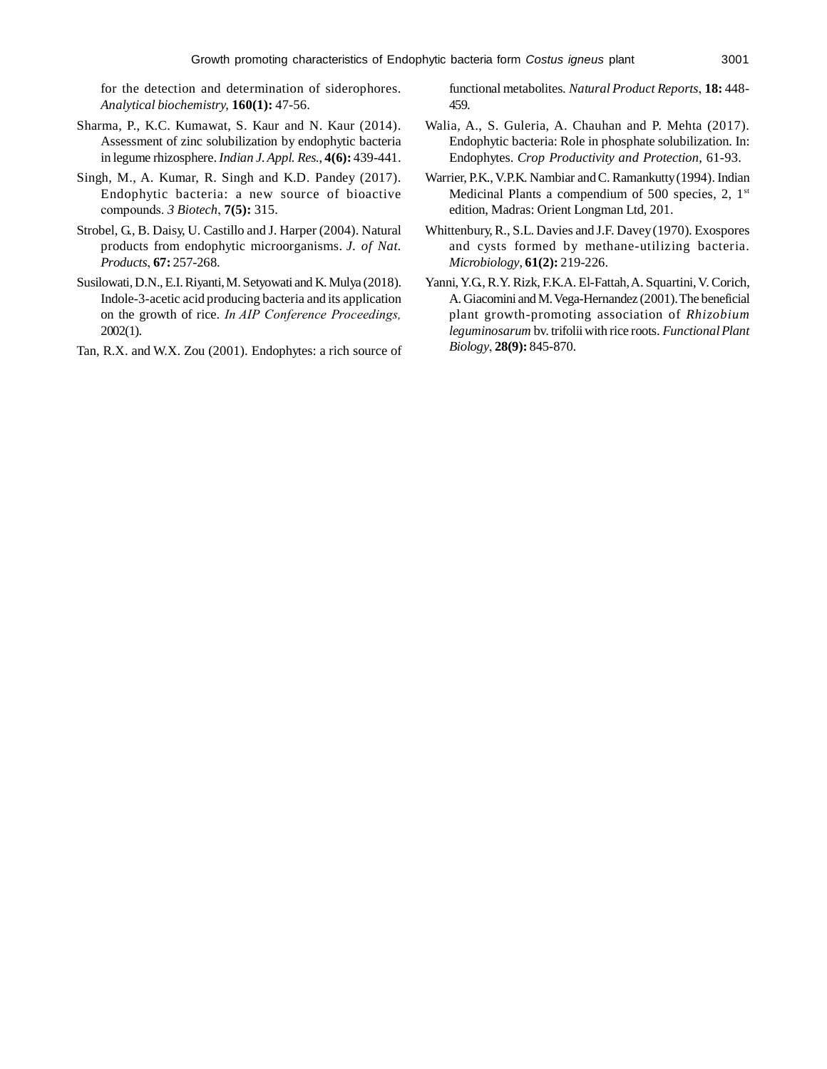for the detection and determination of siderophores. *Analytical biochemistry*, **160(1):** 47-56.

Sharma, P., K.C. Kumawat, S. Kaur and N. Kaur (2014). Assessment of zinc solubilization by endophytic bacteria in legume rhizosphere. *Indian J. Appl. Res.*, **4(6):** 439-441.

Singh, M., A. Kumar, R. Singh and K.D. Pandey (2017). Endophytic bacteria: a new source of bioactive compounds. *3 Biotech*, **7(5):** 315.

Strobel, G., B. Daisy, U. Castillo and J. Harper (2004). Natural products from endophytic microorganisms. *J. of Nat. Products*, **67:** 257-268.

Susilowati, D.N., E.I. Riyanti, M. Setyowati and K. Mulya (2018). Indole-3-acetic acid producing bacteria and its application on the growth of rice. *In AIP Conference Proceedings,* 2002(1).

Tan, R.X. and W.X. Zou (2001). Endophytes: a rich source of functional metabolites. *Natural Product Reports*, **18:** 448-459.

Walia, A., S. Guleria, A. Chauhan and P. Mehta (2017). Endophytic bacteria: Role in phosphate solubilization. In: Endophytes. *Crop Productivity and Protection,* 61-93.

Warrier, P.K., V.P.K. Nambiar and C. Ramankutty (1994). Indian Medicinal Plants a compendium of 500 species, 2, 1st edition, Madras: Orient Longman Ltd, 201.

Whittenbury, R., S.L. Davies and J.F. Davey (1970). Exospores and cysts formed by methane-utilizing bacteria. *Microbiology*, **61(2):** 219-226.

Yanni, Y.G., R.Y. Rizk, F.K.A. El-Fattah, A. Squartini, V. Corich, A. Giacomini and M. Vega-Hernandez (2001). The beneficial plant growth-promoting association of *Rhizobium leguminosarum* bv. trifolii with rice roots. *Functional Plant Biology*, **28(9):** 845-870.